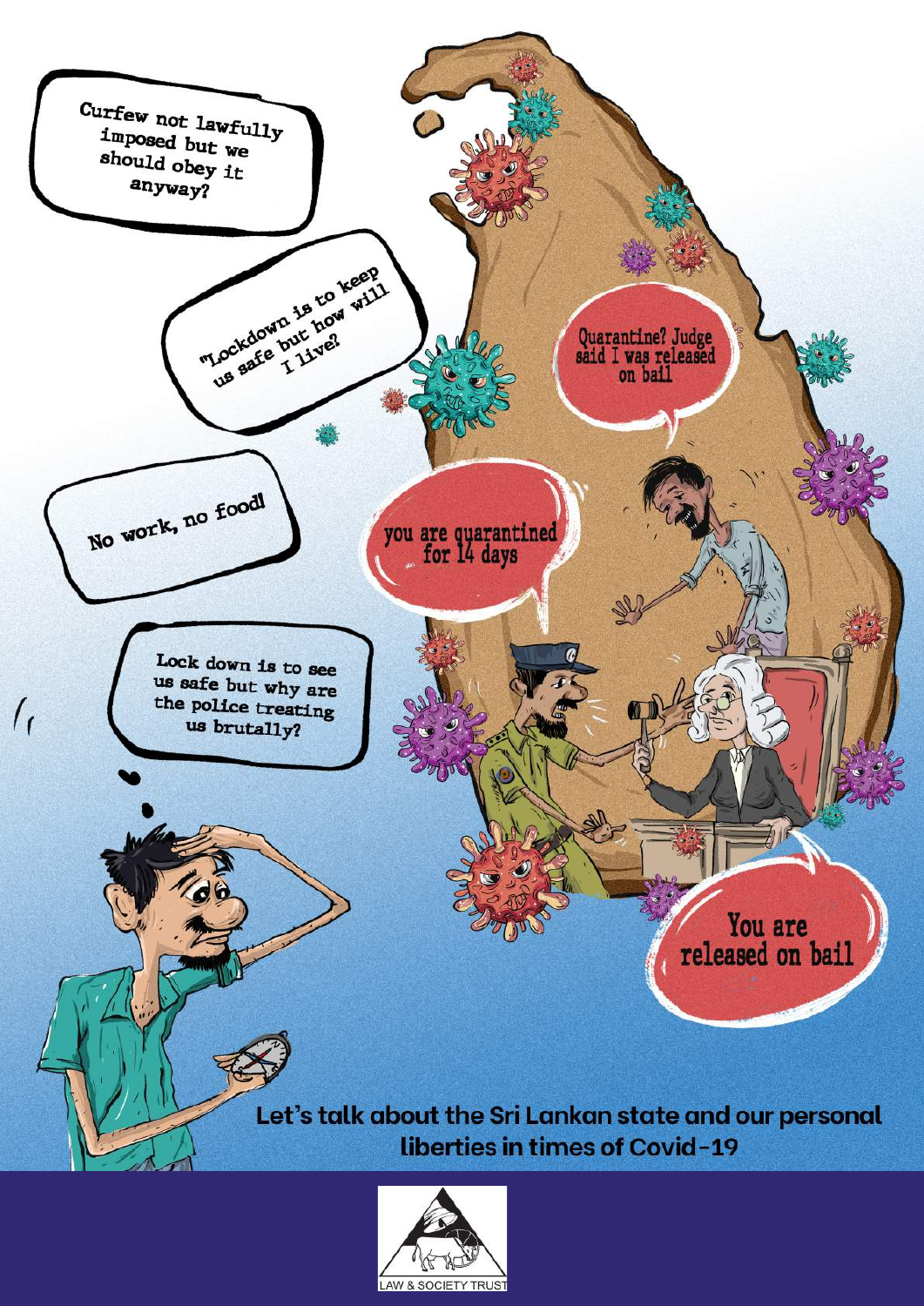Curfew not lawfully imposed but we should obey it anyway?

"Lockdown is to keep us safe but how will I live?

No work, no food!

Lock down is to see us safe but why are the police treating us brutally?

Quarantine? Judge said I was released on bail

you are quarantined for 14 days

You are released on bail

**Let's talk about the Sri Lankan state and our personal liberties in times of Covid-19**

LAW & SOCIETY TRUST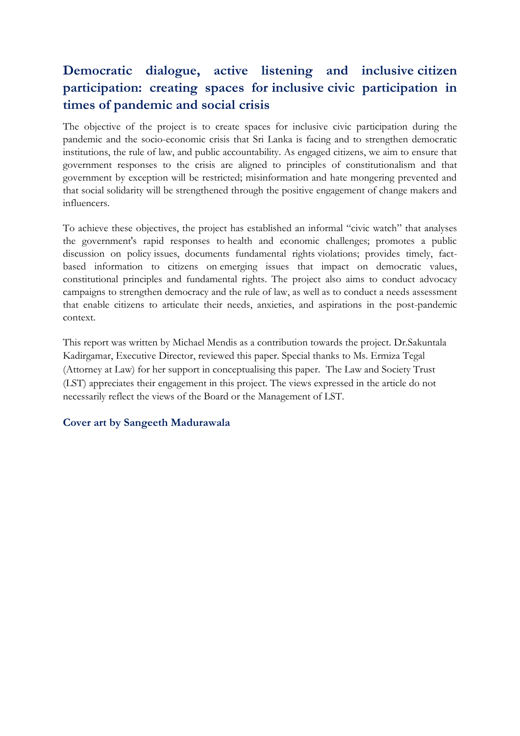## Democratic dialogue, active listening and inclusive citizen participation: creating spaces for inclusive civic participation in times of pandemic and social crisis

The objective of the project is to create spaces for inclusive civic participation during the pandemic and the socio-economic crisis that Sri Lanka is facing and to strengthen democratic institutions, the rule of law, and public accountability. As engaged citizens, we aim to ensure that government responses to the crisis are aligned to principles of constitutionalism and that government by exception will be restricted; misinformation and hate mongering prevented and that social solidarity will be strengthened through the positive engagement of change makers and influencers.

To achieve these objectives, the project has established an informal "civic watch" that analyses the government's rapid responses to health and economic challenges; promotes a public discussion on policy issues, documents fundamental rights violations; provides timely, fact-based information to citizens on emerging issues that impact on democratic values, constitutional principles and fundamental rights. The project also aims to conduct advocacy campaigns to strengthen democracy and the rule of law, as well as to conduct a needs assessment that enable citizens to articulate their needs, anxieties, and aspirations in the post-pandemic context.

This report was written by Michael Mendis as a contribution towards the project. Dr.Sakuntala Kadirgamar, Executive Director, reviewed this paper. Special thanks to Ms. Ermiza Tegal (Attorney at Law) for her support in conceptualising this paper. The Law and Society Trust (LST) appreciates their engagement in this project. The views expressed in the article do not necessarily reflect the views of the Board or the Management of LST.

**Cover art by Sangeeth Madurawala**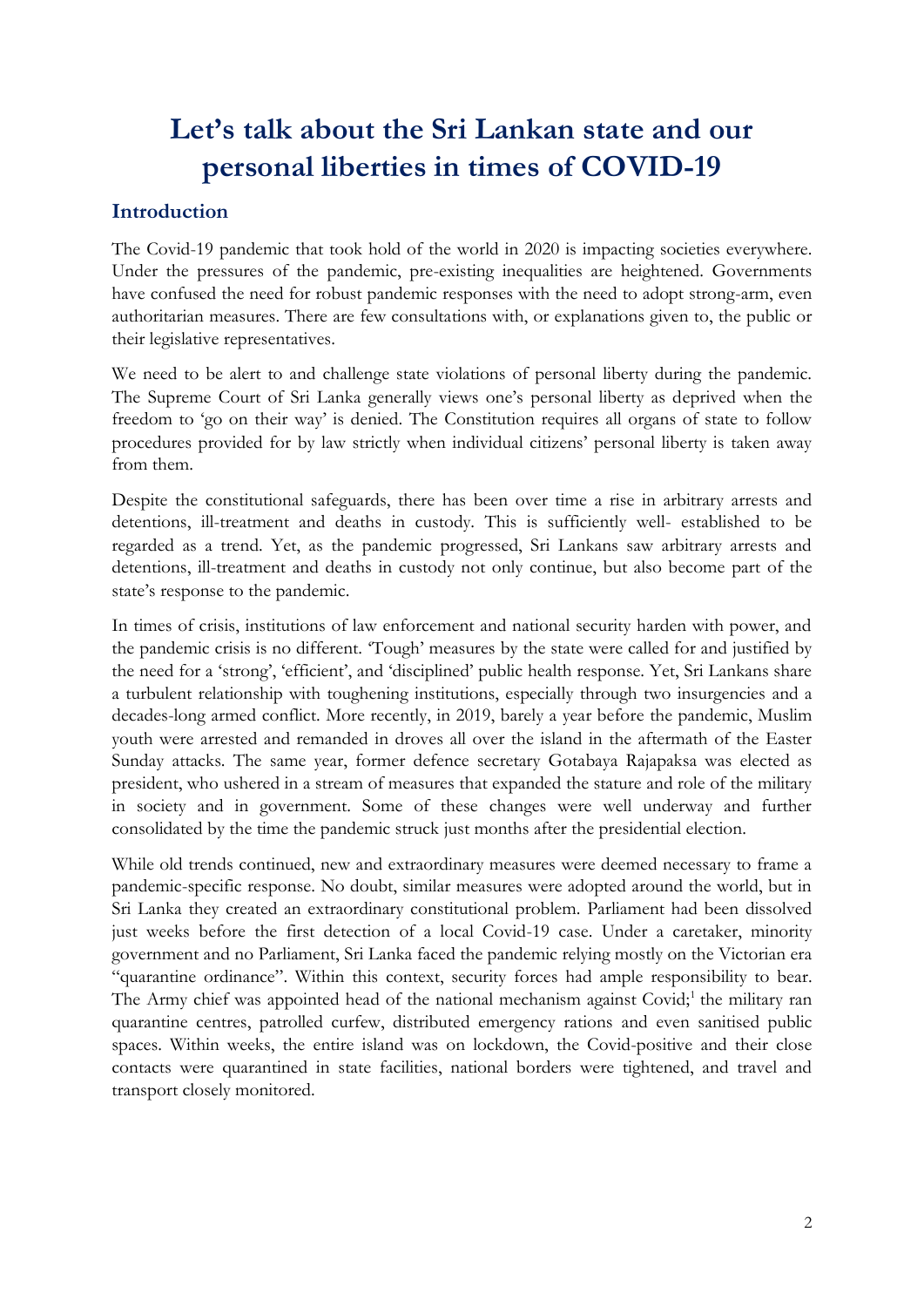# Let's talk about the Sri Lankan state and our personal liberties in times of COVID-19

## Introduction

The Covid-19 pandemic that took hold of the world in 2020 is impacting societies everywhere. Under the pressures of the pandemic, pre-existing inequalities are heightened. Governments have confused the need for robust pandemic responses with the need to adopt strong-arm, even authoritarian measures. There are few consultations with, or explanations given to, the public or their legislative representatives.

We need to be alert to and challenge state violations of personal liberty during the pandemic. The Supreme Court of Sri Lanka generally views one's personal liberty as deprived when the freedom to 'go on their way' is denied. The Constitution requires all organs of state to follow procedures provided for by law strictly when individual citizens' personal liberty is taken away from them.

Despite the constitutional safeguards, there has been over time a rise in arbitrary arrests and detentions, ill-treatment and deaths in custody. This is sufficiently well- established to be regarded as a trend. Yet, as the pandemic progressed, Sri Lankans saw arbitrary arrests and detentions, ill-treatment and deaths in custody not only continue, but also become part of the state's response to the pandemic.

In times of crisis, institutions of law enforcement and national security harden with power, and the pandemic crisis is no different. 'Tough' measures by the state were called for and justified by the need for a 'strong', 'efficient', and 'disciplined' public health response. Yet, Sri Lankans share a turbulent relationship with toughening institutions, especially through two insurgencies and a decades-long armed conflict. More recently, in 2019, barely a year before the pandemic, Muslim youth were arrested and remanded in droves all over the island in the aftermath of the Easter Sunday attacks. The same year, former defence secretary Gotabaya Rajapaksa was elected as president, who ushered in a stream of measures that expanded the stature and role of the military in society and in government. Some of these changes were well underway and further consolidated by the time the pandemic struck just months after the presidential election.

While old trends continued, new and extraordinary measures were deemed necessary to frame a pandemic-specific response. No doubt, similar measures were adopted around the world, but in Sri Lanka they created an extraordinary constitutional problem. Parliament had been dissolved just weeks before the first detection of a local Covid-19 case. Under a caretaker, minority government and no Parliament, Sri Lanka faced the pandemic relying mostly on the Victorian era "quarantine ordinance". Within this context, security forces had ample responsibility to bear. The Army chief was appointed head of the national mechanism against Covid;[1] the military ran quarantine centres, patrolled curfew, distributed emergency rations and even sanitised public spaces. Within weeks, the entire island was on lockdown, the Covid-positive and their close contacts were quarantined in state facilities, national borders were tightened, and travel and transport closely monitored.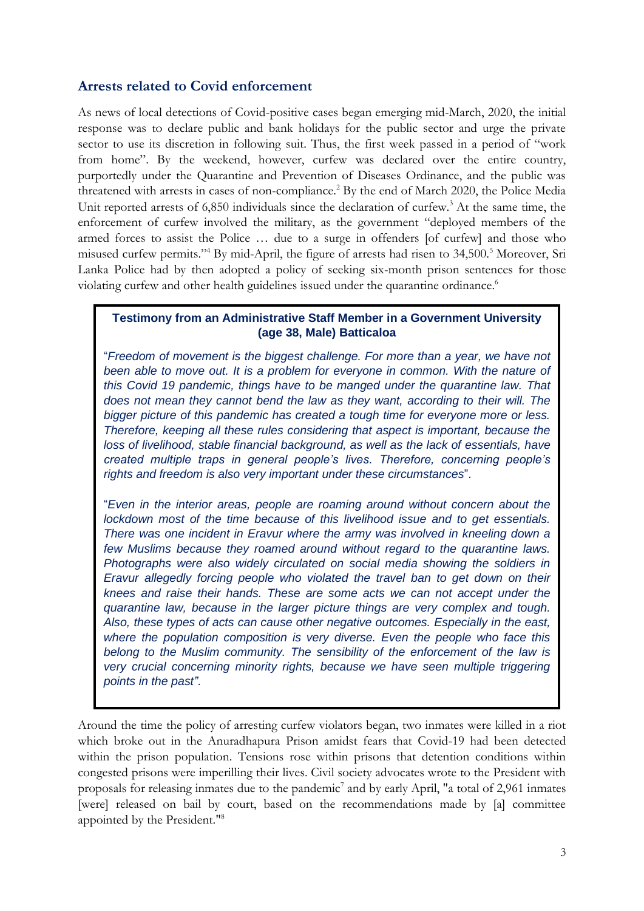## Arrests related to Covid enforcement

As news of local detections of Covid-positive cases began emerging mid-March, 2020, the initial response was to declare public and bank holidays for the public sector and urge the private sector to use its discretion in following suit. Thus, the first week passed in a period of "work from home". By the weekend, however, curfew was declared over the entire country, purportedly under the Quarantine and Prevention of Diseases Ordinance, and the public was threatened with arrests in cases of non-compliance.[2] By the end of March 2020, the Police Media Unit reported arrests of 6,850 individuals since the declaration of curfew.[3] At the same time, the enforcement of curfew involved the military, as the government "deployed members of the armed forces to assist the Police … due to a surge in offenders [of curfew] and those who misused curfew permits."[4] By mid-April, the figure of arrests had risen to 34,500.[5] Moreover, Sri Lanka Police had by then adopted a policy of seeking six-month prison sentences for those violating curfew and other health guidelines issued under the quarantine ordinance.[6]

> **Testimony from an Administrative Staff Member in a Government University (age 38, Male) Batticaloa**
>
> "*Freedom of movement is the biggest challenge. For more than a year, we have not been able to move out. It is a problem for everyone in common. With the nature of this Covid 19 pandemic, things have to be manged under the quarantine law. That does not mean they cannot bend the law as they want, according to their will. The bigger picture of this pandemic has created a tough time for everyone more or less. Therefore, keeping all these rules considering that aspect is important, because the loss of livelihood, stable financial background, as well as the lack of essentials, have created multiple traps in general people's lives. Therefore, concerning people's rights and freedom is also very important under these circumstances*".
>
> "*Even in the interior areas, people are roaming around without concern about the lockdown most of the time because of this livelihood issue and to get essentials. There was one incident in Eravur where the army was involved in kneeling down a few Muslims because they roamed around without regard to the quarantine laws. Photographs were also widely circulated on social media showing the soldiers in Eravur allegedly forcing people who violated the travel ban to get down on their knees and raise their hands. These are some acts we can not accept under the quarantine law, because in the larger picture things are very complex and tough. Also, these types of acts can cause other negative outcomes. Especially in the east, where the population composition is very diverse. Even the people who face this belong to the Muslim community. The sensibility of the enforcement of the law is very crucial concerning minority rights, because we have seen multiple triggering points in the past".*

Around the time the policy of arresting curfew violators began, two inmates were killed in a riot which broke out in the Anuradhapura Prison amidst fears that Covid-19 had been detected within the prison population. Tensions rose within prisons that detention conditions within congested prisons were imperilling their lives. Civil society advocates wrote to the President with proposals for releasing inmates due to the pandemic[7] and by early April, "a total of 2,961 inmates [were] released on bail by court, based on the recommendations made by [a] committee appointed by the President."[8]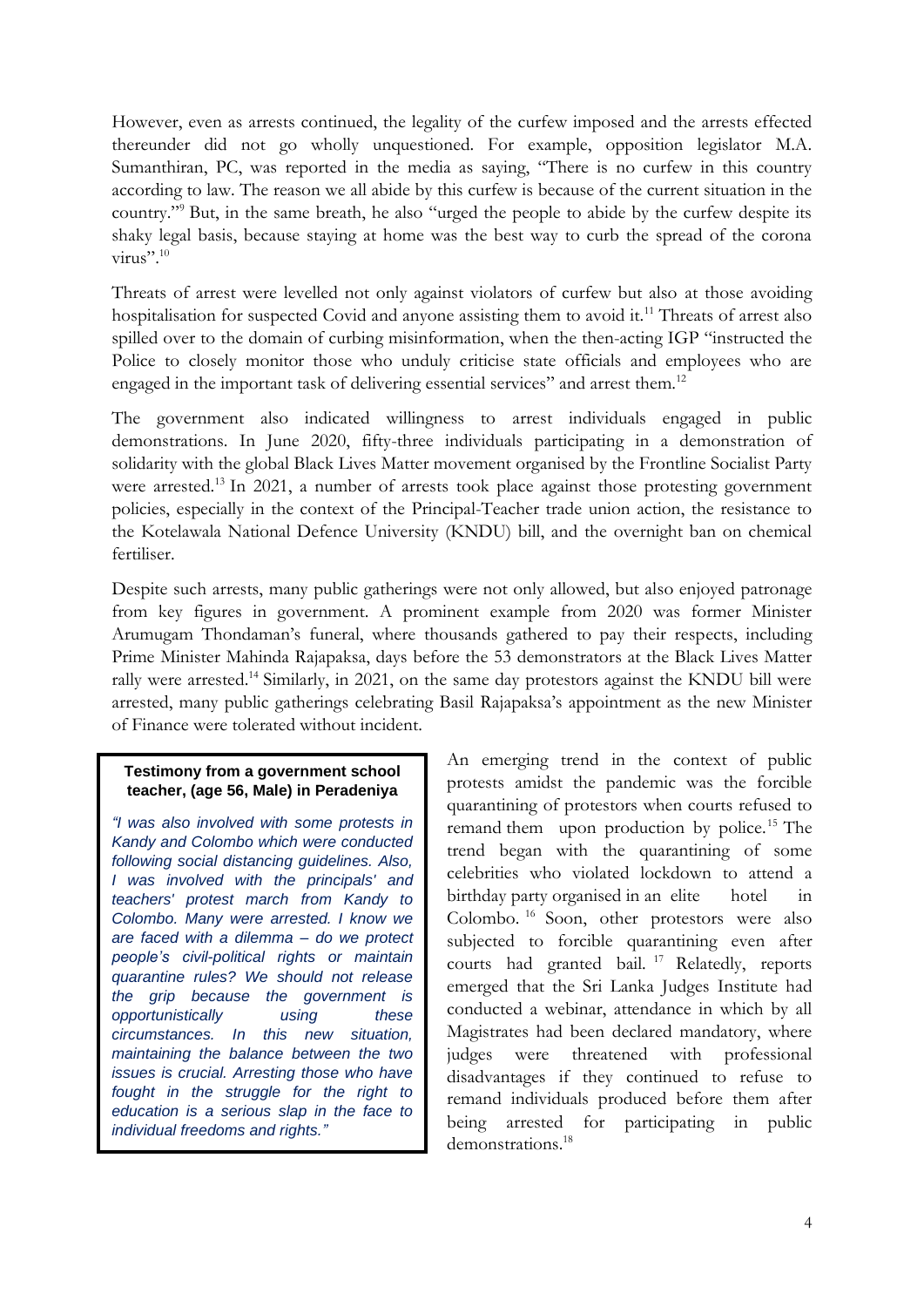However, even as arrests continued, the legality of the curfew imposed and the arrests effected thereunder did not go wholly unquestioned. For example, opposition legislator M.A. Sumanthiran, PC, was reported in the media as saying, "There is no curfew in this country according to law. The reason we all abide by this curfew is because of the current situation in the country."[9] But, in the same breath, he also "urged the people to abide by the curfew despite its shaky legal basis, because staying at home was the best way to curb the spread of the corona virus".[10]

Threats of arrest were levelled not only against violators of curfew but also at those avoiding hospitalisation for suspected Covid and anyone assisting them to avoid it.[11] Threats of arrest also spilled over to the domain of curbing misinformation, when the then-acting IGP "instructed the Police to closely monitor those who unduly criticise state officials and employees who are engaged in the important task of delivering essential services" and arrest them.[12]

The government also indicated willingness to arrest individuals engaged in public demonstrations. In June 2020, fifty-three individuals participating in a demonstration of solidarity with the global Black Lives Matter movement organised by the Frontline Socialist Party were arrested.[13] In 2021, a number of arrests took place against those protesting government policies, especially in the context of the Principal-Teacher trade union action, the resistance to the Kotelawala National Defence University (KNDU) bill, and the overnight ban on chemical fertiliser.

Despite such arrests, many public gatherings were not only allowed, but also enjoyed patronage from key figures in government. A prominent example from 2020 was former Minister Arumugam Thondaman's funeral, where thousands gathered to pay their respects, including Prime Minister Mahinda Rajapaksa, days before the 53 demonstrators at the Black Lives Matter rally were arrested.[14] Similarly, in 2021, on the same day protestors against the KNDU bill were arrested, many public gatherings celebrating Basil Rajapaksa's appointment as the new Minister of Finance were tolerated without incident.

> **Testimony from a government school teacher, (age 56, Male) in Peradeniya**
>
> *"I was also involved with some protests in Kandy and Colombo which were conducted following social distancing guidelines. Also, I was involved with the principals' and teachers' protest march from Kandy to Colombo. Many were arrested. I know we are faced with a dilemma – do we protect people's civil-political rights or maintain quarantine rules? We should not release the grip because the government is opportunistically using these circumstances. In this new situation, maintaining the balance between the two issues is crucial. Arresting those who have fought in the struggle for the right to education is a serious slap in the face to individual freedoms and rights."*

An emerging trend in the context of public protests amidst the pandemic was the forcible quarantining of protestors when courts refused to remand them upon production by police.[15] The trend began with the quarantining of some celebrities who violated lockdown to attend a birthday party organised in an elite hotel in Colombo.[16] Soon, other protestors were also subjected to forcible quarantining even after courts had granted bail.[17] Relatedly, reports emerged that the Sri Lanka Judges Institute had conducted a webinar, attendance in which by all Magistrates had been declared mandatory, where judges were threatened with professional disadvantages if they continued to refuse to remand individuals produced before them after being arrested for participating in public demonstrations.[18]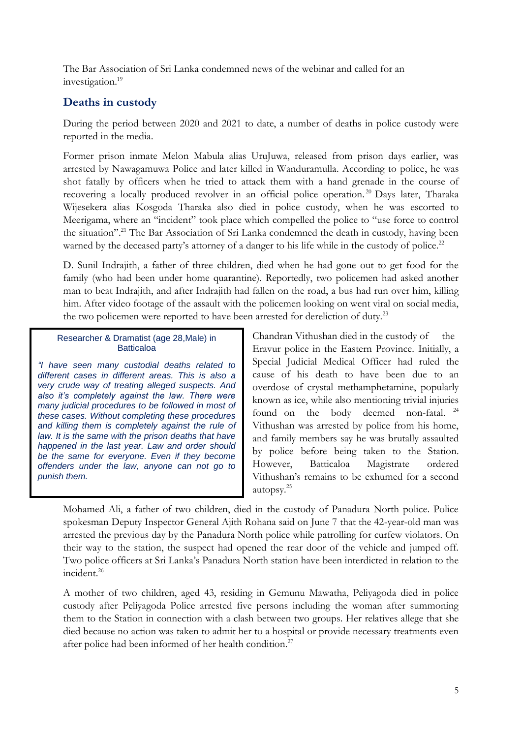The Bar Association of Sri Lanka condemned news of the webinar and called for an investigation.[19]

## Deaths in custody

During the period between 2020 and 2021 to date, a number of deaths in police custody were reported in the media.

Former prison inmate Melon Mabula alias UruJuwa, released from prison days earlier, was arrested by Nawagamuwa Police and later killed in Wanduramulla. According to police, he was shot fatally by officers when he tried to attack them with a hand grenade in the course of recovering a locally produced revolver in an official police operation.[20] Days later, Tharaka Wijesekera alias Kosgoda Tharaka also died in police custody, when he was escorted to Meerigama, where an "incident" took place which compelled the police to "use force to control the situation".[21] The Bar Association of Sri Lanka condemned the death in custody, having been warned by the deceased party's attorney of a danger to his life while in the custody of police.[22]

D. Sunil Indrajith, a father of three children, died when he had gone out to get food for the family (who had been under home quarantine). Reportedly, two policemen had asked another man to beat Indrajith, and after Indrajith had fallen on the road, a bus had run over him, killing him. After video footage of the assault with the policemen looking on went viral on social media, the two policemen were reported to have been arrested for dereliction of duty.[23]

> Researcher & Dramatist (age 28,Male) in Batticaloa
>
> *"I have seen many custodial deaths related to different cases in different areas. This is also a very crude way of treating alleged suspects. And also it's completely against the law. There were many judicial procedures to be followed in most of these cases. Without completing these procedures and killing them is completely against the rule of law. It is the same with the prison deaths that have happened in the last year. Law and order should be the same for everyone. Even if they become offenders under the law, anyone can not go to punish them.*

Chandran Vithushan died in the custody of the Eravur police in the Eastern Province. Initially, a Special Judicial Medical Officer had ruled the cause of his death to have been due to an overdose of crystal methamphetamine, popularly known as ice, while also mentioning trivial injuries found on the body deemed non-fatal.[24] Vithushan was arrested by police from his home, and family members say he was brutally assaulted by police before being taken to the Station. However, Batticaloa Magistrate ordered Vithushan's remains to be exhumed for a second autopsy.[25]

Mohamed Ali, a father of two children, died in the custody of Panadura North police. Police spokesman Deputy Inspector General Ajith Rohana said on June 7 that the 42-year-old man was arrested the previous day by the Panadura North police while patrolling for curfew violators. On their way to the station, the suspect had opened the rear door of the vehicle and jumped off. Two police officers at Sri Lanka's Panadura North station have been interdicted in relation to the incident.[26]

A mother of two children, aged 43, residing in Gemunu Mawatha, Peliyagoda died in police custody after Peliyagoda Police arrested five persons including the woman after summoning them to the Station in connection with a clash between two groups. Her relatives allege that she died because no action was taken to admit her to a hospital or provide necessary treatments even after police had been informed of her health condition.[27]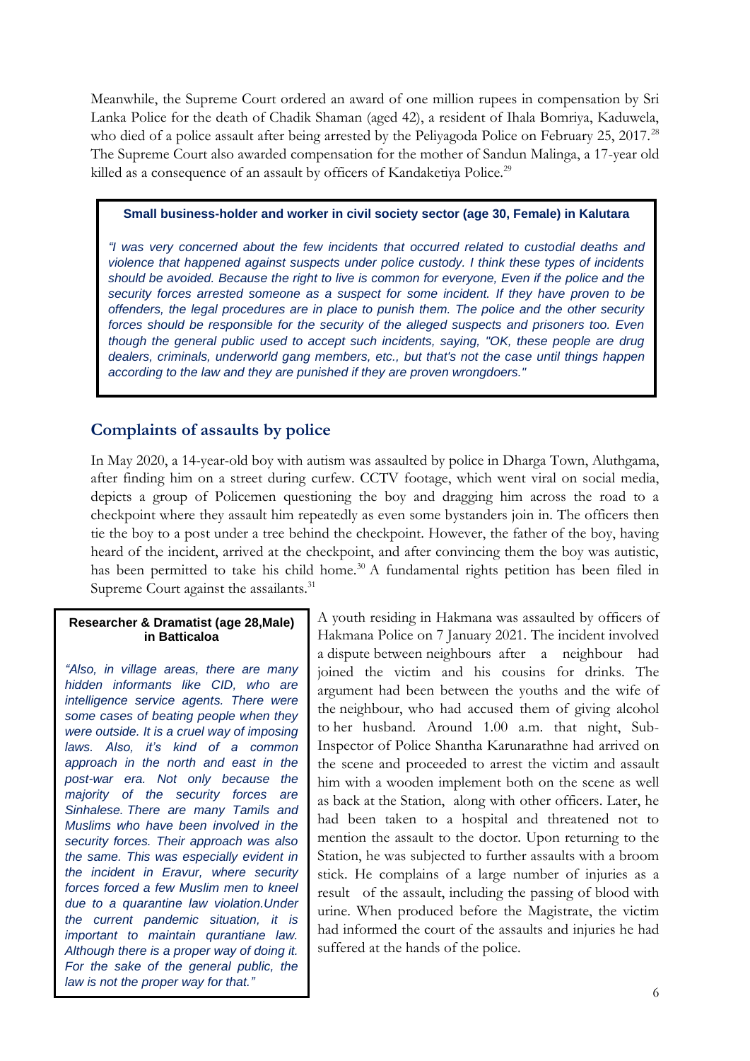Meanwhile, the Supreme Court ordered an award of one million rupees in compensation by Sri Lanka Police for the death of Chadik Shaman (aged 42), a resident of Ihala Bomriya, Kaduwela, who died of a police assault after being arrested by the Peliyagoda Police on February 25, 2017.[28] The Supreme Court also awarded compensation for the mother of Sandun Malinga, a 17-year old killed as a consequence of an assault by officers of Kandaketiya Police.[29]

> **Small business-holder and worker in civil society sector (age 30, Female) in Kalutara**
>
> *"I was very concerned about the few incidents that occurred related to custodial deaths and violence that happened against suspects under police custody. I think these types of incidents should be avoided. Because the right to live is common for everyone, Even if the police and the security forces arrested someone as a suspect for some incident. If they have proven to be offenders, the legal procedures are in place to punish them. The police and the other security forces should be responsible for the security of the alleged suspects and prisoners too. Even though the general public used to accept such incidents, saying, "OK, these people are drug dealers, criminals, underworld gang members, etc., but that's not the case until things happen according to the law and they are punished if they are proven wrongdoers."*

## Complaints of assaults by police

In May 2020, a 14-year-old boy with autism was assaulted by police in Dharga Town, Aluthgama, after finding him on a street during curfew. CCTV footage, which went viral on social media, depicts a group of Policemen questioning the boy and dragging him across the road to a checkpoint where they assault him repeatedly as even some bystanders join in. The officers then tie the boy to a post under a tree behind the checkpoint. However, the father of the boy, having heard of the incident, arrived at the checkpoint, and after convincing them the boy was autistic, has been permitted to take his child home.[30] A fundamental rights petition has been filed in Supreme Court against the assailants.[31]

A youth residing in Hakmana was assaulted by officers of Hakmana Police on 7 January 2021. The incident involved a dispute between neighbours after a neighbour had joined the victim and his cousins for drinks. The argument had been between the youths and the wife of the neighbour, who had accused them of giving alcohol to her husband. Around 1.00 a.m. that night, Sub-Inspector of Police Shantha Karunarathne had arrived on the scene and proceeded to arrest the victim and assault him with a wooden implement both on the scene as well as back at the Station, along with other officers. Later, he had been taken to a hospital and threatened not to mention the assault to the doctor. Upon returning to the Station, he was subjected to further assaults with a broom stick. He complains of a large number of injuries as a result of the assault, including the passing of blood with urine. When produced before the Magistrate, the victim had informed the court of the assaults and injuries he had suffered at the hands of the police.

> **Researcher & Dramatist (age 28,Male) in Batticaloa**
>
> *"Also, in village areas, there are many hidden informants like CID, who are intelligence service agents. There were some cases of beating people when they were outside. It is a cruel way of imposing laws. Also, it's kind of a common approach in the north and east in the post-war era. Not only because the majority of the security forces are Sinhalese. There are many Tamils and Muslims who have been involved in the security forces. Their approach was also the same. This was especially evident in the incident in Eravur, where security forces forced a few Muslim men to kneel due to a quarantine law violation.Under the current pandemic situation, it is important to maintain qurantiane law. Although there is a proper way of doing it. For the sake of the general public, the law is not the proper way for that."*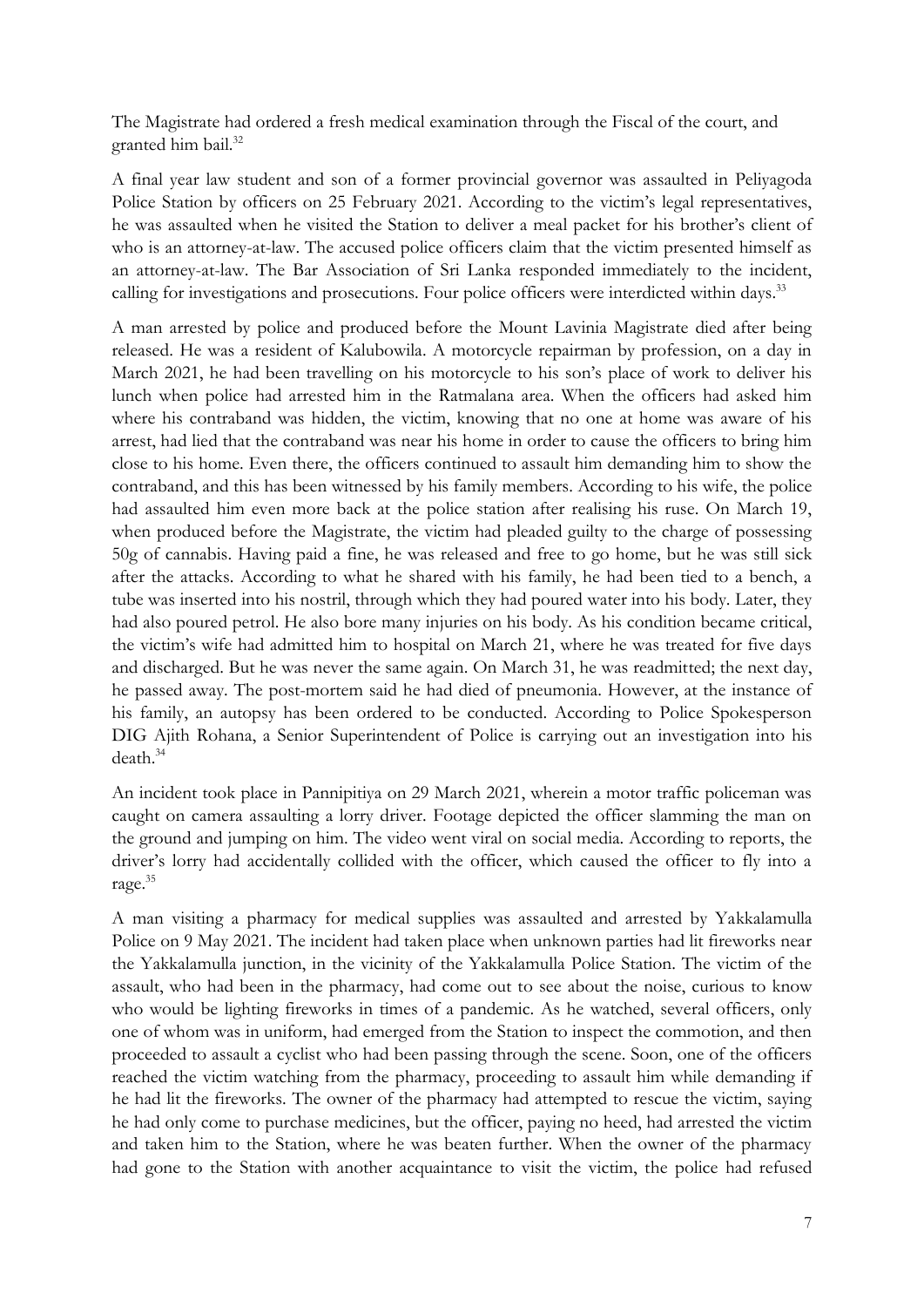The Magistrate had ordered a fresh medical examination through the Fiscal of the court, and granted him bail.[32]

A final year law student and son of a former provincial governor was assaulted in Peliyagoda Police Station by officers on 25 February 2021. According to the victim's legal representatives, he was assaulted when he visited the Station to deliver a meal packet for his brother's client of who is an attorney-at-law. The accused police officers claim that the victim presented himself as an attorney-at-law. The Bar Association of Sri Lanka responded immediately to the incident, calling for investigations and prosecutions. Four police officers were interdicted within days.[33]

A man arrested by police and produced before the Mount Lavinia Magistrate died after being released. He was a resident of Kalubowila. A motorcycle repairman by profession, on a day in March 2021, he had been travelling on his motorcycle to his son's place of work to deliver his lunch when police had arrested him in the Ratmalana area. When the officers had asked him where his contraband was hidden, the victim, knowing that no one at home was aware of his arrest, had lied that the contraband was near his home in order to cause the officers to bring him close to his home. Even there, the officers continued to assault him demanding him to show the contraband, and this has been witnessed by his family members. According to his wife, the police had assaulted him even more back at the police station after realising his ruse. On March 19, when produced before the Magistrate, the victim had pleaded guilty to the charge of possessing 50g of cannabis. Having paid a fine, he was released and free to go home, but he was still sick after the attacks. According to what he shared with his family, he had been tied to a bench, a tube was inserted into his nostril, through which they had poured water into his body. Later, they had also poured petrol. He also bore many injuries on his body. As his condition became critical, the victim's wife had admitted him to hospital on March 21, where he was treated for five days and discharged. But he was never the same again. On March 31, he was readmitted; the next day, he passed away. The post-mortem said he had died of pneumonia. However, at the instance of his family, an autopsy has been ordered to be conducted. According to Police Spokesperson DIG Ajith Rohana, a Senior Superintendent of Police is carrying out an investigation into his death.[34]

An incident took place in Pannipitiya on 29 March 2021, wherein a motor traffic policeman was caught on camera assaulting a lorry driver. Footage depicted the officer slamming the man on the ground and jumping on him. The video went viral on social media. According to reports, the driver's lorry had accidentally collided with the officer, which caused the officer to fly into a rage.[35]

A man visiting a pharmacy for medical supplies was assaulted and arrested by Yakkalamulla Police on 9 May 2021. The incident had taken place when unknown parties had lit fireworks near the Yakkalamulla junction, in the vicinity of the Yakkalamulla Police Station. The victim of the assault, who had been in the pharmacy, had come out to see about the noise, curious to know who would be lighting fireworks in times of a pandemic. As he watched, several officers, only one of whom was in uniform, had emerged from the Station to inspect the commotion, and then proceeded to assault a cyclist who had been passing through the scene. Soon, one of the officers reached the victim watching from the pharmacy, proceeding to assault him while demanding if he had lit the fireworks. The owner of the pharmacy had attempted to rescue the victim, saying he had only come to purchase medicines, but the officer, paying no heed, had arrested the victim and taken him to the Station, where he was beaten further. When the owner of the pharmacy had gone to the Station with another acquaintance to visit the victim, the police had refused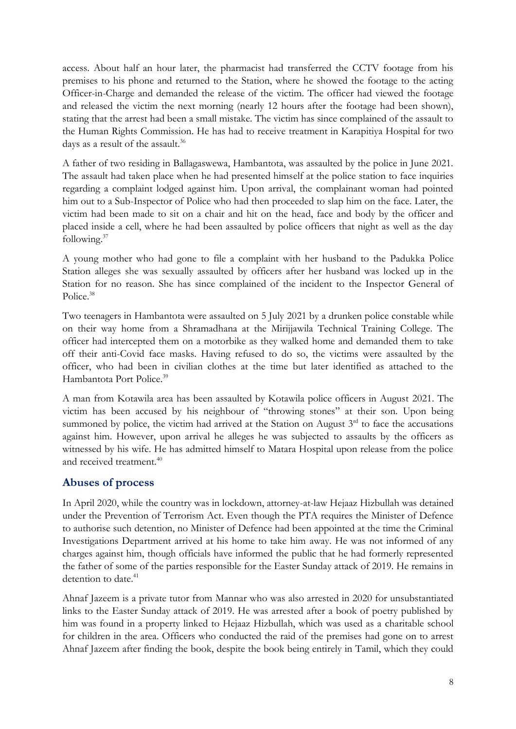access. About half an hour later, the pharmacist had transferred the CCTV footage from his premises to his phone and returned to the Station, where he showed the footage to the acting Officer-in-Charge and demanded the release of the victim. The officer had viewed the footage and released the victim the next morning (nearly 12 hours after the footage had been shown), stating that the arrest had been a small mistake. The victim has since complained of the assault to the Human Rights Commission. He has had to receive treatment in Karapitiya Hospital for two days as a result of the assault.[36]

A father of two residing in Ballagaswewa, Hambantota, was assaulted by the police in June 2021. The assault had taken place when he had presented himself at the police station to face inquiries regarding a complaint lodged against him. Upon arrival, the complainant woman had pointed him out to a Sub-Inspector of Police who had then proceeded to slap him on the face. Later, the victim had been made to sit on a chair and hit on the head, face and body by the officer and placed inside a cell, where he had been assaulted by police officers that night as well as the day following.[37]

A young mother who had gone to file a complaint with her husband to the Padukka Police Station alleges she was sexually assaulted by officers after her husband was locked up in the Station for no reason. She has since complained of the incident to the Inspector General of Police.[38]

Two teenagers in Hambantota were assaulted on 5 July 2021 by a drunken police constable while on their way home from a Shramadhana at the Mirijjawila Technical Training College. The officer had intercepted them on a motorbike as they walked home and demanded them to take off their anti-Covid face masks. Having refused to do so, the victims were assaulted by the officer, who had been in civilian clothes at the time but later identified as attached to the Hambantota Port Police.[39]

A man from Kotawila area has been assaulted by Kotawila police officers in August 2021. The victim has been accused by his neighbour of "throwing stones" at their son. Upon being summoned by police, the victim had arrived at the Station on August 3rd to face the accusations against him. However, upon arrival he alleges he was subjected to assaults by the officers as witnessed by his wife. He has admitted himself to Matara Hospital upon release from the police and received treatment.[40]

## Abuses of process

In April 2020, while the country was in lockdown, attorney-at-law Hejaaz Hizbullah was detained under the Prevention of Terrorism Act. Even though the PTA requires the Minister of Defence to authorise such detention, no Minister of Defence had been appointed at the time the Criminal Investigations Department arrived at his home to take him away. He was not informed of any charges against him, though officials have informed the public that he had formerly represented the father of some of the parties responsible for the Easter Sunday attack of 2019. He remains in detention to date.[41]

Ahnaf Jazeem is a private tutor from Mannar who was also arrested in 2020 for unsubstantiated links to the Easter Sunday attack of 2019. He was arrested after a book of poetry published by him was found in a property linked to Hejaaz Hizbullah, which was used as a charitable school for children in the area. Officers who conducted the raid of the premises had gone on to arrest Ahnaf Jazeem after finding the book, despite the book being entirely in Tamil, which they could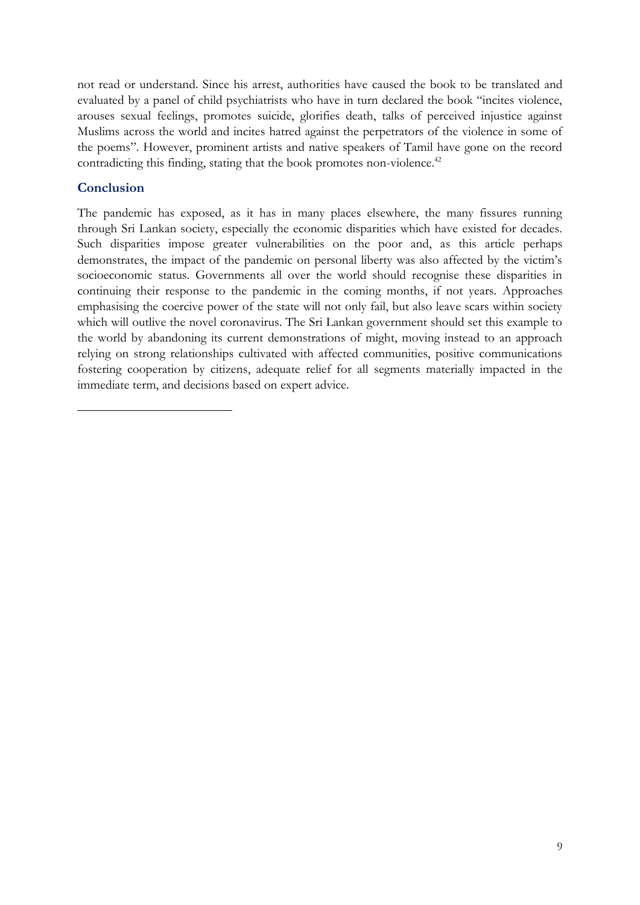not read or understand. Since his arrest, authorities have caused the book to be translated and evaluated by a panel of child psychiatrists who have in turn declared the book "incites violence, arouses sexual feelings, promotes suicide, glorifies death, talks of perceived injustice against Muslims across the world and incites hatred against the perpetrators of the violence in some of the poems". However, prominent artists and native speakers of Tamil have gone on the record contradicting this finding, stating that the book promotes non-violence.[42]

## Conclusion

The pandemic has exposed, as it has in many places elsewhere, the many fissures running through Sri Lankan society, especially the economic disparities which have existed for decades. Such disparities impose greater vulnerabilities on the poor and, as this article perhaps demonstrates, the impact of the pandemic on personal liberty was also affected by the victim's socioeconomic status. Governments all over the world should recognise these disparities in continuing their response to the pandemic in the coming months, if not years. Approaches emphasising the coercive power of the state will not only fail, but also leave scars within society which will outlive the novel coronavirus. The Sri Lankan government should set this example to the world by abandoning its current demonstrations of might, moving instead to an approach relying on strong relationships cultivated with affected communities, positive communications fostering cooperation by citizens, adequate relief for all segments materially impacted in the immediate term, and decisions based on expert advice.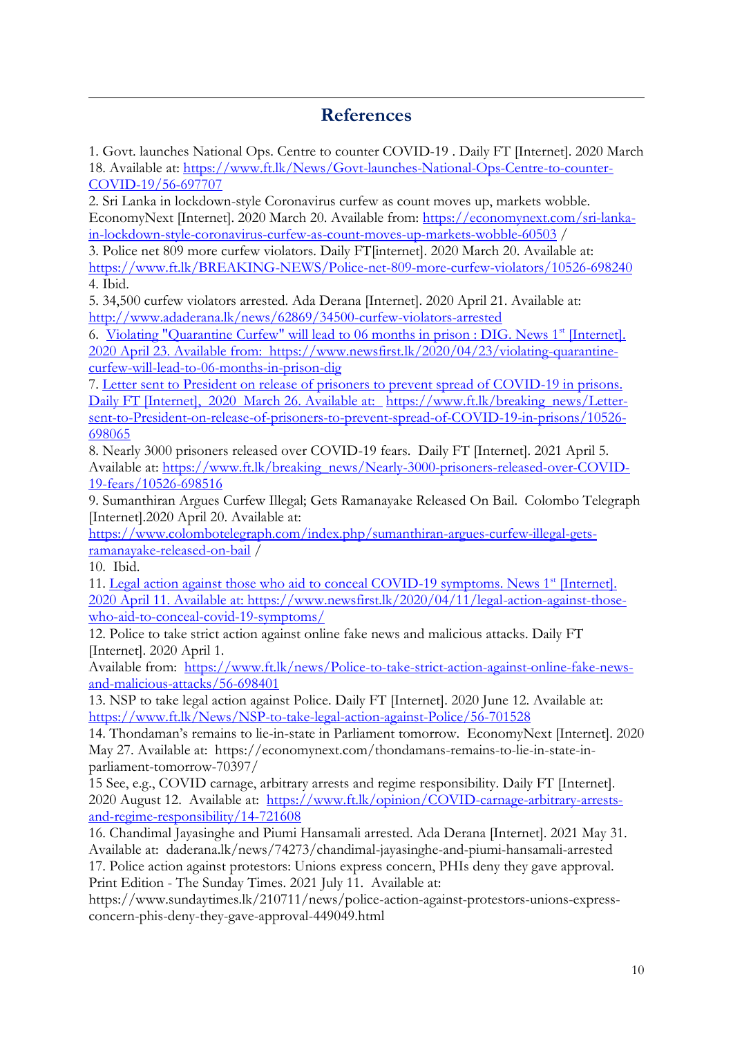## References

1. Govt. launches National Ops. Centre to counter COVID-19 . Daily FT [Internet]. 2020 March 18. Available at: https://www.ft.lk/News/Govt-launches-National-Ops-Centre-to-counter-COVID-19/56-697707

2. Sri Lanka in lockdown-style Coronavirus curfew as count moves up, markets wobble. EconomyNext [Internet]. 2020 March 20. Available from: https://economynext.com/sri-lanka-in-lockdown-style-coronavirus-curfew-as-count-moves-up-markets-wobble-60503 /

3. Police net 809 more curfew violators. Daily FT[internet]. 2020 March 20. Available at: https://www.ft.lk/BREAKING-NEWS/Police-net-809-more-curfew-violators/10526-698240

4. Ibid.

5. 34,500 curfew violators arrested. Ada Derana [Internet]. 2020 April 21. Available at: http://www.adaderana.lk/news/62869/34500-curfew-violators-arrested

6. Violating "Quarantine Curfew" will lead to 06 months in prison : DIG. News 1st [Internet]. 2020 April 23. Available from: https://www.newsfirst.lk/2020/04/23/violating-quarantine-curfew-will-lead-to-06-months-in-prison-dig

7. Letter sent to President on release of prisoners to prevent spread of COVID-19 in prisons. Daily FT [Internet], 2020 March 26. Available at: https://www.ft.lk/breaking_news/Letter-sent-to-President-on-release-of-prisoners-to-prevent-spread-of-COVID-19-in-prisons/10526-698065

8. Nearly 3000 prisoners released over COVID-19 fears. Daily FT [Internet]. 2021 April 5. Available at: https://www.ft.lk/breaking_news/Nearly-3000-prisoners-released-over-COVID-19-fears/10526-698516

9. Sumanthiran Argues Curfew Illegal; Gets Ramanayake Released On Bail. Colombo Telegraph [Internet].2020 April 20. Available at: https://www.colombotelegraph.com/index.php/sumanthiran-argues-curfew-illegal-gets-ramanayake-released-on-bail /

10. Ibid.

11. Legal action against those who aid to conceal COVID-19 symptoms. News 1st [Internet]. 2020 April 11. Available at: https://www.newsfirst.lk/2020/04/11/legal-action-against-those-who-aid-to-conceal-covid-19-symptoms/

12. Police to take strict action against online fake news and malicious attacks. Daily FT [Internet]. 2020 April 1. Available from: https://www.ft.lk/news/Police-to-take-strict-action-against-online-fake-news-and-malicious-attacks/56-698401

13. NSP to take legal action against Police. Daily FT [Internet]. 2020 June 12. Available at: https://www.ft.lk/News/NSP-to-take-legal-action-against-Police/56-701528

14. Thondaman's remains to lie-in-state in Parliament tomorrow. EconomyNext [Internet]. 2020 May 27. Available at: https://economynext.com/thondamans-remains-to-lie-in-state-in-parliament-tomorrow-70397/

15 See, e.g., COVID carnage, arbitrary arrests and regime responsibility. Daily FT [Internet]. 2020 August 12. Available at: https://www.ft.lk/opinion/COVID-carnage-arbitrary-arrests-and-regime-responsibility/14-721608

16. Chandimal Jayasinghe and Piumi Hansamali arrested. Ada Derana [Internet]. 2021 May 31. Available at: daderana.lk/news/74273/chandimal-jayasinghe-and-piumi-hansamali-arrested

17. Police action against protestors: Unions express concern, PHIs deny they gave approval. Print Edition - The Sunday Times. 2021 July 11. Available at: https://www.sundaytimes.lk/210711/news/police-action-against-protestors-unions-express-concern-phis-deny-they-gave-approval-449049.html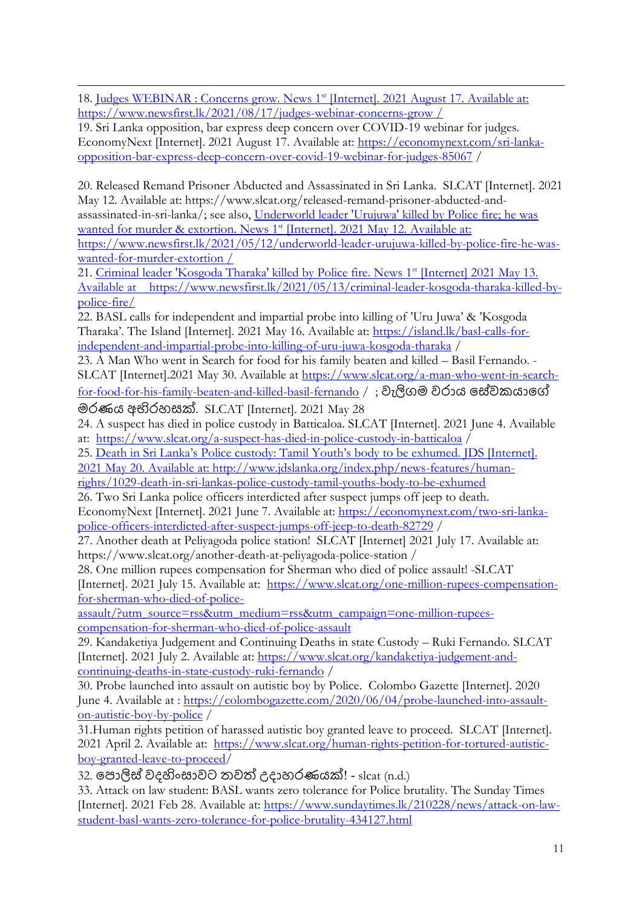18. Judges WEBINAR : Concerns grow. News 1st [Internet]. 2021 August 17. Available at: https://www.newsfirst.lk/2021/08/17/judges-webinar-concerns-grow /

19. Sri Lanka opposition, bar express deep concern over COVID-19 webinar for judges. EconomyNext [Internet]. 2021 August 17. Available at: https://economynext.com/sri-lanka-opposition-bar-express-deep-concern-over-covid-19-webinar-for-judges-85067 /

20. Released Remand Prisoner Abducted and Assassinated in Sri Lanka. SLCAT [Internet]. 2021 May 12. Available at: https://www.slcat.org/released-remand-prisoner-abducted-and-assassinated-in-sri-lanka/; see also, Underworld leader 'Urujuwa' killed by Police fire; he was wanted for murder & extortion. News 1st [Internet]. 2021 May 12. Available at: https://www.newsfirst.lk/2021/05/12/underworld-leader-urujuwa-killed-by-police-fire-he-was-wanted-for-murder-extortion /

21. Criminal leader 'Kosgoda Tharaka' killed by Police fire. News 1st [Internet] 2021 May 13. Available at https://www.newsfirst.lk/2021/05/13/criminal-leader-kosgoda-tharaka-killed-by-police-fire/

22. BASL calls for independent and impartial probe into killing of 'Uru Juwa' & 'Kosgoda Tharaka'. The Island [Internet]. 2021 May 16. Available at: https://island.lk/basl-calls-for-independent-and-impartial-probe-into-killing-of-uru-juwa-kosgoda-tharaka /

23. A Man Who went in Search for food for his family beaten and killed – Basil Fernando. - SLCAT [Internet].2021 May 30. Available at https://www.slcat.org/a-man-who-went-in-search-for-food-for-his-family-beaten-and-killed-basil-fernando / ; වැලිගම වරාය සේවකයාගේ මරණය අභිරහසක්. SLCAT [Internet]. 2021 May 28

24. A suspect has died in police custody in Batticaloa. SLCAT [Internet]. 2021 June 4. Available at: https://www.slcat.org/a-suspect-has-died-in-police-custody-in-batticaloa /

25. Death in Sri Lanka's Police custody: Tamil Youth's body to be exhumed. JDS [Internet]. 2021 May 20. Available at: http://www.jdslanka.org/index.php/news-features/human-rights/1029-death-in-sri-lankas-police-custody-tamil-youths-body-to-be-exhumed

26. Two Sri Lanka police officers interdicted after suspect jumps off jeep to death. EconomyNext [Internet]. 2021 June 7. Available at: https://economynext.com/two-sri-lanka-police-officers-interdicted-after-suspect-jumps-off-jeep-to-death-82729 /

27. Another death at Peliyagoda police station! SLCAT [Internet] 2021 July 17. Available at: https://www.slcat.org/another-death-at-peliyagoda-police-station /

28. One million rupees compensation for Sherman who died of police assault! -SLCAT [Internet]. 2021 July 15. Available at: https://www.slcat.org/one-million-rupees-compensation-for-sherman-who-died-of-police-assault/?utm_source=rss&utm_medium=rss&utm_campaign=one-million-rupees-compensation-for-sherman-who-died-of-police-assault

29. Kandaketiya Judgement and Continuing Deaths in state Custody – Ruki Fernando. SLCAT [Internet]. 2021 July 2. Available at: https://www.slcat.org/kandaketiya-judgement-and-continuing-deaths-in-state-custody-ruki-fernando /

30. Probe launched into assault on autistic boy by Police. Colombo Gazette [Internet]. 2020 June 4. Available at : https://colombogazette.com/2020/06/04/probe-launched-into-assault-on-autistic-boy-by-police /

31.Human rights petition of harassed autistic boy granted leave to proceed. SLCAT [Internet]. 2021 April 2. Available at: https://www.slcat.org/human-rights-petition-for-tortured-autistic-boy-granted-leave-to-proceed/

32. පොලිස් වදහිංසාවට තවත් උදාහරණයක්! - slcat (n.d.)

33. Attack on law student: BASL wants zero tolerance for Police brutality. The Sunday Times [Internet]. 2021 Feb 28. Available at: https://www.sundaytimes.lk/210228/news/attack-on-law-student-basl-wants-zero-tolerance-for-police-brutality-434127.html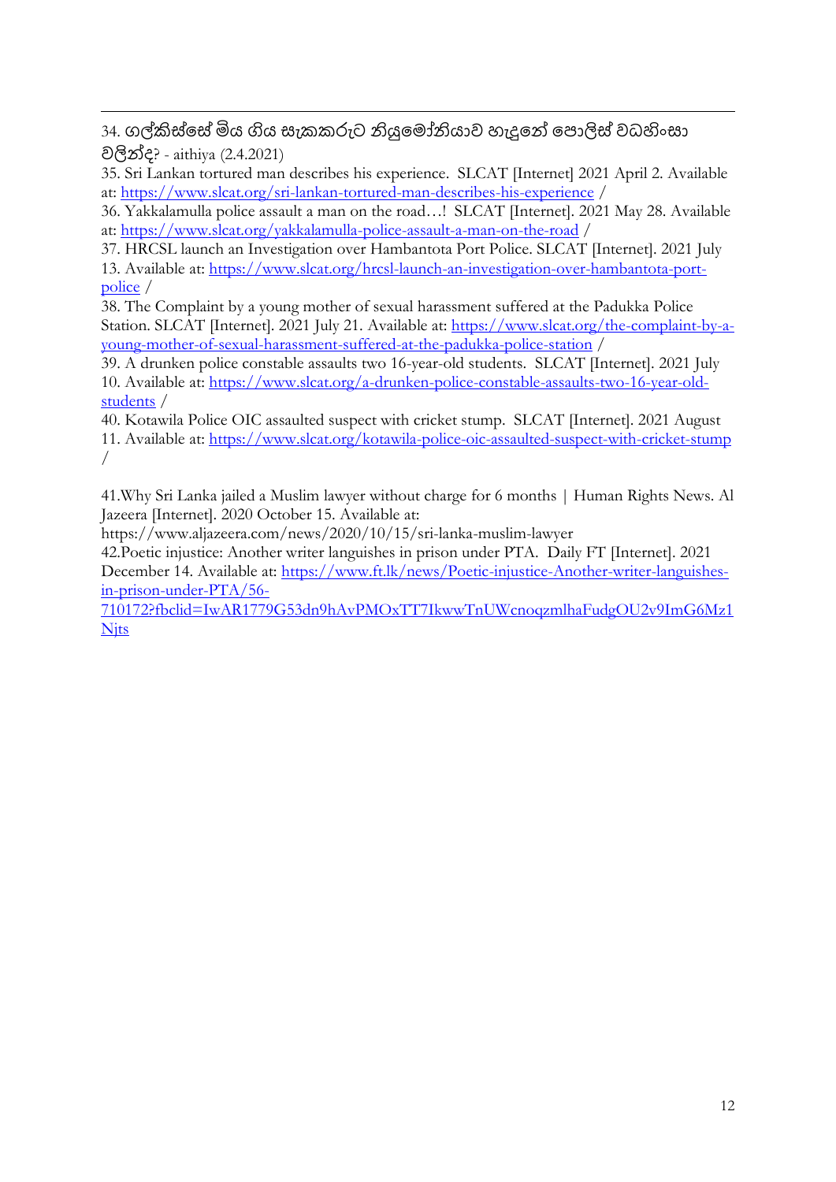34. ගල්කිස්සේ මිය ගිය සැකකරුට නියුමෝනියාව හැදුනේ පොලිස් වධහිංසා වලින්ද? - aithiya (2.4.2021)

35. Sri Lankan tortured man describes his experience. SLCAT [Internet] 2021 April 2. Available at: https://www.slcat.org/sri-lankan-tortured-man-describes-his-experience /

36. Yakkalamulla police assault a man on the road…! SLCAT [Internet]. 2021 May 28. Available at: https://www.slcat.org/yakkalamulla-police-assault-a-man-on-the-road /

37. HRCSL launch an Investigation over Hambantota Port Police. SLCAT [Internet]. 2021 July 13. Available at: https://www.slcat.org/hrcsl-launch-an-investigation-over-hambantota-port-police /

38. The Complaint by a young mother of sexual harassment suffered at the Padukka Police Station. SLCAT [Internet]. 2021 July 21. Available at: https://www.slcat.org/the-complaint-by-a-young-mother-of-sexual-harassment-suffered-at-the-padukka-police-station /

39. A drunken police constable assaults two 16-year-old students. SLCAT [Internet]. 2021 July 10. Available at: https://www.slcat.org/a-drunken-police-constable-assaults-two-16-year-old-students /

40. Kotawila Police OIC assaulted suspect with cricket stump. SLCAT [Internet]. 2021 August 11. Available at: https://www.slcat.org/kotawila-police-oic-assaulted-suspect-with-cricket-stump /

41.Why Sri Lanka jailed a Muslim lawyer without charge for 6 months | Human Rights News. Al Jazeera [Internet]. 2020 October 15. Available at: https://www.aljazeera.com/news/2020/10/15/sri-lanka-muslim-lawyer

42.Poetic injustice: Another writer languishes in prison under PTA. Daily FT [Internet]. 2021 December 14. Available at: https://www.ft.lk/news/Poetic-injustice-Another-writer-languishes-in-prison-under-PTA/56-710172?fbclid=IwAR1779G53dn9hAvPMOxTT7IkwwTnUWcnoqzmlhaFudgOU2v9ImG6Mz1Njts